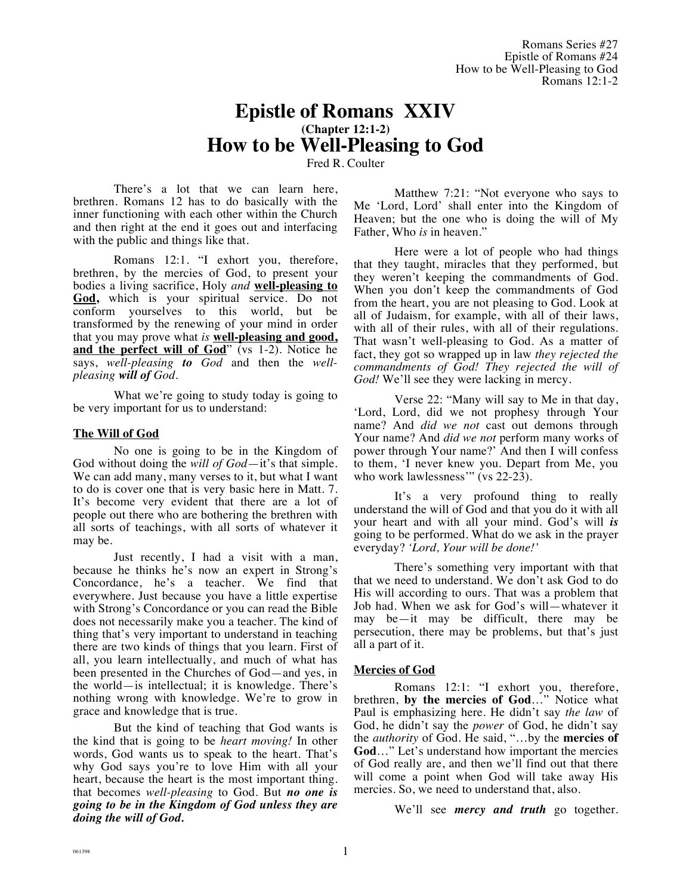# Epistle of Romans XXIV

### (Chapter 12:1-2)

# How to be Well-Pleasing to God

Fred R. Coulter

There's a lot that we can learn here, brethren. Romans 12 has to do basically with the inner functioning with each other within the Church and then right at the end it goes out and interfacing with the public and things like that.

Romans 12:1. "I exhort you, therefore, brethren, by the mercies of God, to present your bodies a living sacrifice, Holy *and* **well-pleasing to God,** which is your spiritual service. Do not conform yourselves to this world, but be transformed by the renewing of your mind in order that you may prove what *is* **well-pleasing and good, and the perfect will of God**" (vs 1-2). Notice he says, *well-pleasing **to** God* and then the *well-pleasing **will of** God*.

What we're going to study today is going to be very important for us to understand:

**The Will of God**

No one is going to be in the Kingdom of God without doing the *will of God*—it's that simple. We can add many, many verses to it, but what I want to do is cover one that is very basic here in Matt. 7. It's become very evident that there are a lot of people out there who are bothering the brethren with all sorts of teachings, with all sorts of whatever it may be.

Just recently, I had a visit with a man, because he thinks he's now an expert in Strong's Concordance, he's a teacher. We find that everywhere. Just because you have a little expertise with Strong's Concordance or you can read the Bible does not necessarily make you a teacher. The kind of thing that's very important to understand in teaching there are two kinds of things that you learn. First of all, you learn intellectually, and much of what has been presented in the Churches of God—and yes, in the world—is intellectual; it is knowledge. There's nothing wrong with knowledge. We're to grow in grace and knowledge that is true.

But the kind of teaching that God wants is the kind that is going to be *heart moving!* In other words, God wants us to speak to the heart. That's why God says you're to love Him with all your heart, because the heart is the most important thing. that becomes *well-pleasing* to God. But ***no one is going to be in the Kingdom of God unless they are doing the will of God.***

Matthew 7:21: "Not everyone who says to Me 'Lord, Lord' shall enter into the Kingdom of Heaven; but the one who is doing the will of My Father, Who *is* in heaven."

Here were a lot of people who had things that they taught, miracles that they performed, but they weren't keeping the commandments of God. When you don't keep the commandments of God from the heart, you are not pleasing to God. Look at all of Judaism, for example, with all of their laws, with all of their rules, with all of their regulations. That wasn't well-pleasing to God. As a matter of fact, they got so wrapped up in law *they rejected the commandments of God! They rejected the will of God!* We'll see they were lacking in mercy.

Verse 22: "Many will say to Me in that day, 'Lord, Lord, did we not prophesy through Your name? And *did we not* cast out demons through Your name? And *did we not* perform many works of power through Your name?' And then I will confess to them, 'I never knew you. Depart from Me, you who work lawlessness'" (vs 22-23).

It's a very profound thing to really understand the will of God and that you do it with all your heart and with all your mind. God's will ***is*** going to be performed. What do we ask in the prayer everyday? *'Lord, Your will be done!'*

There's something very important with that that we need to understand. We don't ask God to do His will according to ours. That was a problem that Job had. When we ask for God's will—whatever it may be—it may be difficult, there may be persecution, there may be problems, but that's just all a part of it.

**Mercies of God**

Romans 12:1: "I exhort you, therefore, brethren, **by the mercies of God**…" Notice what Paul is emphasizing here. He didn't say *the law* of God, he didn't say the *power* of God, he didn't say the *authority* of God. He said, "…by the **mercies of God**…" Let's understand how important the mercies of God really are, and then we'll find out that there will come a point when God will take away His mercies. So, we need to understand that, also.

We'll see ***mercy and truth*** go together.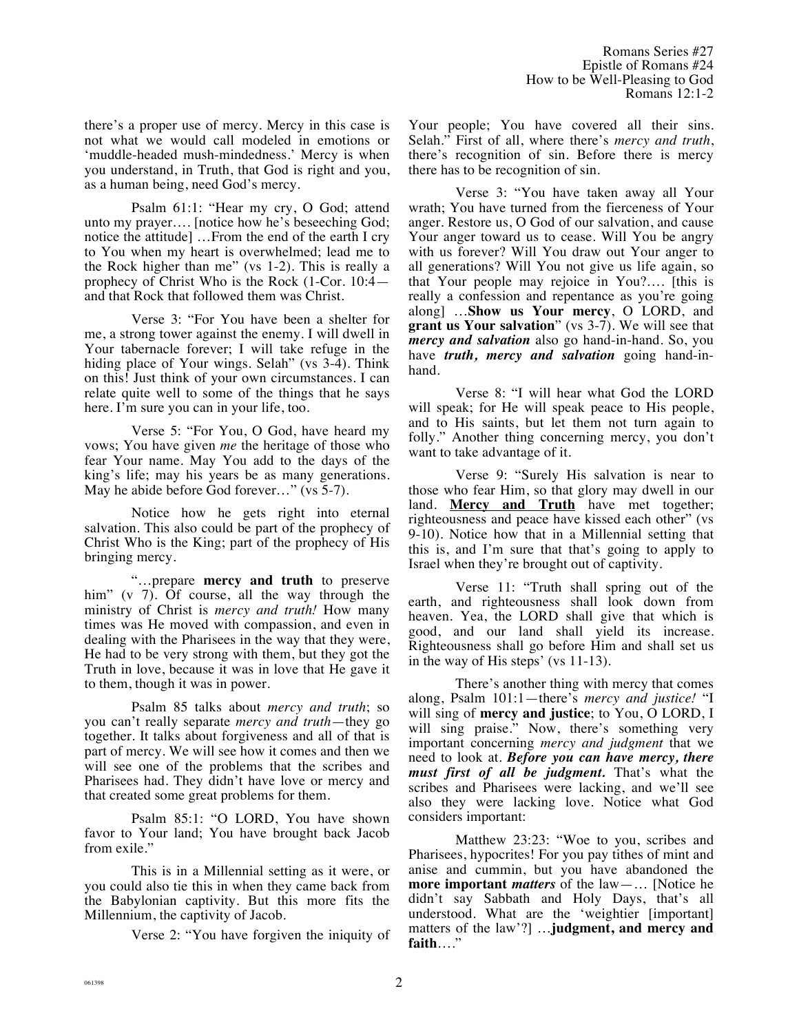there's a proper use of mercy. Mercy in this case is not what we would call modeled in emotions or 'muddle-headed mush-mindedness.' Mercy is when you understand, in Truth, that God is right and you, as a human being, need God's mercy.

Psalm 61:1: "Hear my cry, O God; attend unto my prayer…. [notice how he's beseeching God; notice the attitude] …From the end of the earth I cry to You when my heart is overwhelmed; lead me to the Rock higher than me" (vs 1-2). This is really a prophecy of Christ Who is the Rock (1-Cor. 10:4—and that Rock that followed them was Christ.

Verse 3: "For You have been a shelter for me, a strong tower against the enemy. I will dwell in Your tabernacle forever; I will take refuge in the hiding place of Your wings. Selah" (vs 3-4). Think on this! Just think of your own circumstances. I can relate quite well to some of the things that he says here. I'm sure you can in your life, too.

Verse 5: "For You, O God, have heard my vows; You have given *me* the heritage of those who fear Your name. May You add to the days of the king's life; may his years be as many generations. May he abide before God forever…" (vs 5-7).

Notice how he gets right into eternal salvation. This also could be part of the prophecy of Christ Who is the King; part of the prophecy of His bringing mercy.

"…prepare **mercy and truth** to preserve him" (v 7). Of course, all the way through the ministry of Christ is *mercy and truth!* How many times was He moved with compassion, and even in dealing with the Pharisees in the way that they were, He had to be very strong with them, but they got the Truth in love, because it was in love that He gave it to them, though it was in power.

Psalm 85 talks about *mercy and truth*; so you can't really separate *mercy and truth*—they go together. It talks about forgiveness and all of that is part of mercy. We will see how it comes and then we will see one of the problems that the scribes and Pharisees had. They didn't have love or mercy and that created some great problems for them.

Psalm 85:1: "O LORD, You have shown favor to Your land; You have brought back Jacob from exile."

This is in a Millennial setting as it were, or you could also tie this in when they came back from the Babylonian captivity. But this more fits the Millennium, the captivity of Jacob.

Verse 2: "You have forgiven the iniquity of Your people; You have covered all their sins. Selah." First of all, where there's *mercy and truth*, there's recognition of sin. Before there is mercy there has to be recognition of sin.

Verse 3: "You have taken away all Your wrath; You have turned from the fierceness of Your anger. Restore us, O God of our salvation, and cause Your anger toward us to cease. Will You be angry with us forever? Will You draw out Your anger to all generations? Will You not give us life again, so that Your people may rejoice in You?…. [this is really a confession and repentance as you're going along] …**Show us Your mercy**, O LORD, and **grant us Your salvation**" (vs 3-7). We will see that ***mercy and salvation*** also go hand-in-hand. So, you have ***truth, mercy and salvation*** going hand-in-hand.

Verse 8: "I will hear what God the LORD will speak; for He will speak peace to His people, and to His saints, but let them not turn again to folly." Another thing concerning mercy, you don't want to take advantage of it.

Verse 9: "Surely His salvation is near to those who fear Him, so that glory may dwell in our land. <u>**Mercy and Truth**</u> have met together; righteousness and peace have kissed each other" (vs 9-10). Notice how that in a Millennial setting that this is, and I'm sure that that's going to apply to Israel when they're brought out of captivity.

Verse 11: "Truth shall spring out of the earth, and righteousness shall look down from heaven. Yea, the LORD shall give that which is good, and our land shall yield its increase. Righteousness shall go before Him and shall set us in the way of His steps' (vs 11-13).

There's another thing with mercy that comes along, Psalm 101:1—there's *mercy and justice!* "I will sing of **mercy and justice**; to You, O LORD, I will sing praise." Now, there's something very important concerning *mercy and judgment* that we need to look at. ***Before you can have mercy, there must first of all be judgment.*** That's what the scribes and Pharisees were lacking, and we'll see also they were lacking love. Notice what God considers important:

Matthew 23:23: "Woe to you, scribes and Pharisees, hypocrites! For you pay tithes of mint and anise and cummin, but you have abandoned the **more important** ***matters*** of the law—… [Notice he didn't say Sabbath and Holy Days, that's all understood. What are the 'weightier [important] matters of the law'?] …**judgment, and mercy and faith**…."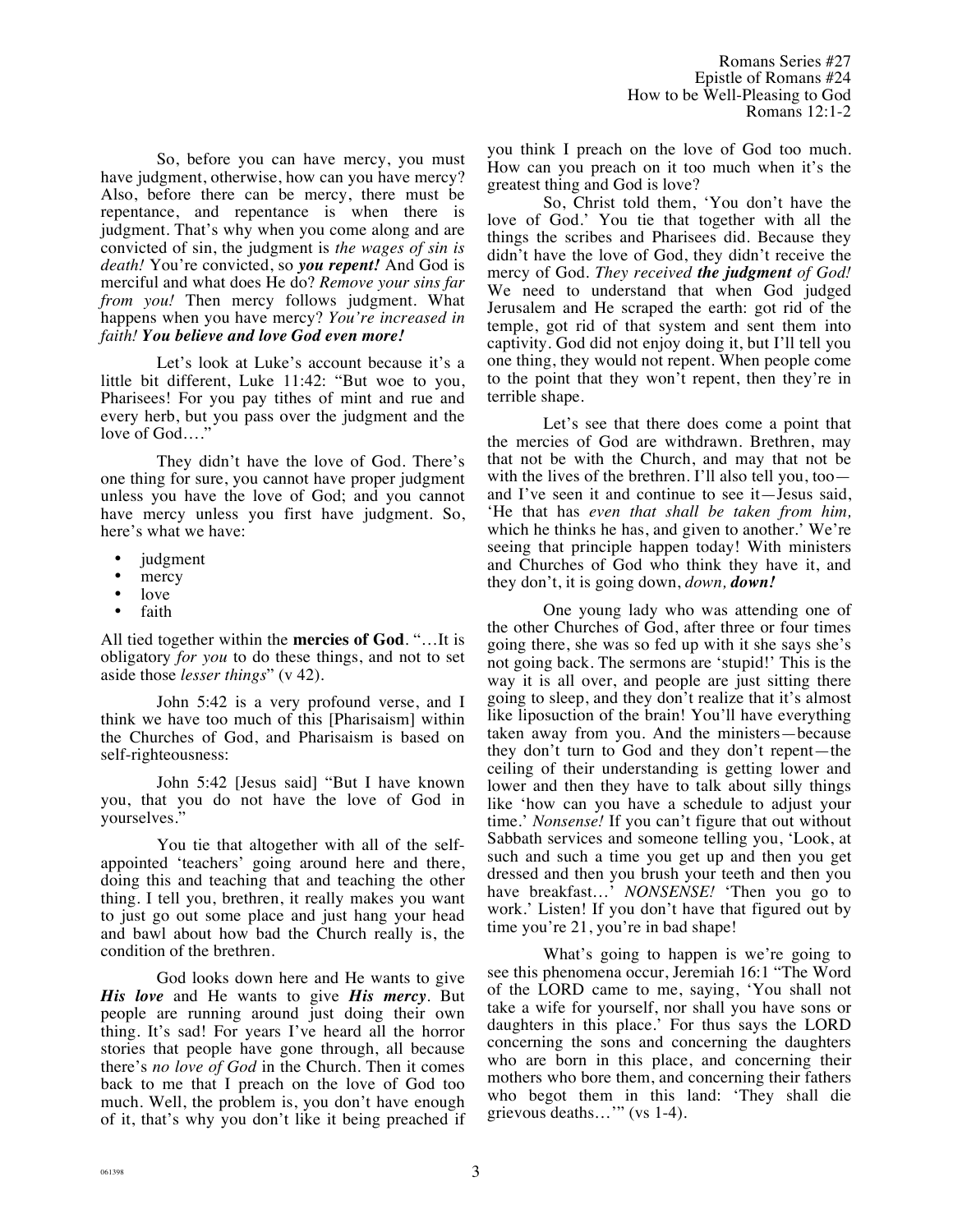So, before you can have mercy, you must have judgment, otherwise, how can you have mercy? Also, before there can be mercy, there must be repentance, and repentance is when there is judgment. That's why when you come along and are convicted of sin, the judgment is *the wages of sin is death!* You're convicted, so ***you repent!*** And God is merciful and what does He do? *Remove your sins far from you!* Then mercy follows judgment. What happens when you have mercy? *You're increased in faith!* ***You believe and love God even more!***

Let's look at Luke's account because it's a little bit different, Luke 11:42: "But woe to you, Pharisees! For you pay tithes of mint and rue and every herb, but you pass over the judgment and the love of God…."

They didn't have the love of God. There's one thing for sure, you cannot have proper judgment unless you have the love of God; and you cannot have mercy unless you first have judgment. So, here's what we have:

- judgment
- mercy
- love
- faith

All tied together within the **mercies of God**. "…It is obligatory *for you* to do these things, and not to set aside those *lesser things*" (v 42).

John 5:42 is a very profound verse, and I think we have too much of this [Pharisaism] within the Churches of God, and Pharisaism is based on self-righteousness:

John 5:42 [Jesus said] "But I have known you, that you do not have the love of God in yourselves."

You tie that altogether with all of the self-appointed 'teachers' going around here and there, doing this and teaching that and teaching the other thing. I tell you, brethren, it really makes you want to just go out some place and just hang your head and bawl about how bad the Church really is, the condition of the brethren.

God looks down here and He wants to give ***His love*** and He wants to give ***His mercy***. But people are running around just doing their own thing. It's sad! For years I've heard all the horror stories that people have gone through, all because there's *no love of God* in the Church. Then it comes back to me that I preach on the love of God too much. Well, the problem is, you don't have enough of it, that's why you don't like it being preached if you think I preach on the love of God too much. How can you preach on it too much when it's the greatest thing and God is love?

So, Christ told them, 'You don't have the love of God.' You tie that together with all the things the scribes and Pharisees did. Because they didn't have the love of God, they didn't receive the mercy of God. *They received **the judgment** of God!* We need to understand that when God judged Jerusalem and He scraped the earth: got rid of the temple, got rid of that system and sent them into captivity. God did not enjoy doing it, but I'll tell you one thing, they would not repent. When people come to the point that they won't repent, then they're in terrible shape.

Let's see that there does come a point that the mercies of God are withdrawn. Brethren, may that not be with the Church, and may that not be with the lives of the brethren. I'll also tell you, too—and I've seen it and continue to see it—Jesus said, 'He that has *even that shall be taken from him,* which he thinks he has, and given to another.' We're seeing that principle happen today! With ministers and Churches of God who think they have it, and they don't, it is going down, *down, **down!***

One young lady who was attending one of the other Churches of God, after three or four times going there, she was so fed up with it she says she's not going back. The sermons are 'stupid!' This is the way it is all over, and people are just sitting there going to sleep, and they don't realize that it's almost like liposuction of the brain! You'll have everything taken away from you. And the ministers—because they don't turn to God and they don't repent—the ceiling of their understanding is getting lower and lower and then they have to talk about silly things like 'how can you have a schedule to adjust your time.' *Nonsense!* If you can't figure that out without Sabbath services and someone telling you, 'Look, at such and such a time you get up and then you get dressed and then you brush your teeth and then you have breakfast…' *NONSENSE!* 'Then you go to work.' Listen! If you don't have that figured out by time you're 21, you're in bad shape!

What's going to happen is we're going to see this phenomena occur, Jeremiah 16:1 "The Word of the LORD came to me, saying, 'You shall not take a wife for yourself, nor shall you have sons or daughters in this place.' For thus says the LORD concerning the sons and concerning the daughters who are born in this place, and concerning their mothers who bore them, and concerning their fathers who begot them in this land: 'They shall die grievous deaths…'" (vs 1-4).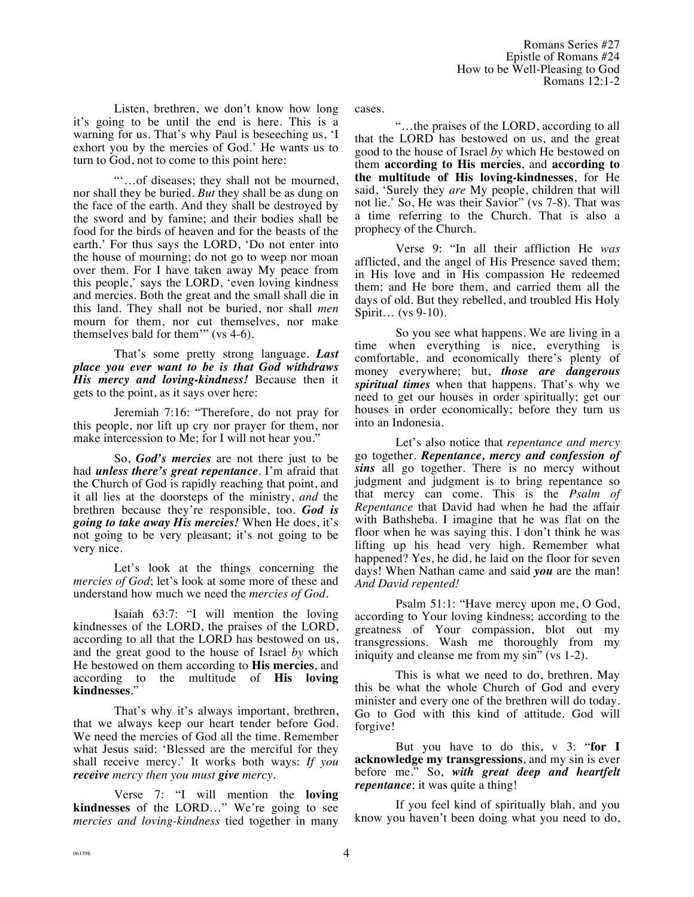Listen, brethren, we don't know how long it's going to be until the end is here. This is a warning for us. That's why Paul is beseeching us, 'I exhort you by the mercies of God.' He wants us to turn to God, not to come to this point here:

"'…of diseases; they shall not be mourned, nor shall they be buried. *But* they shall be as dung on the face of the earth. And they shall be destroyed by the sword and by famine; and their bodies shall be food for the birds of heaven and for the beasts of the earth.' For thus says the LORD, 'Do not enter into the house of mourning; do not go to weep nor moan over them. For I have taken away My peace from this people,' says the LORD, 'even loving kindness and mercies. Both the great and the small shall die in this land. They shall not be buried, nor shall *men* mourn for them, nor cut themselves, nor make themselves bald for them'" (vs 4-6).

That's some pretty strong language. ***Last place you ever want to be is that God withdraws His mercy and loving-kindness!*** Because then it gets to the point, as it says over here:

Jeremiah 7:16: "Therefore, do not pray for this people, nor lift up cry nor prayer for them, nor make intercession to Me; for I will not hear you."

So, ***God's mercies*** are not there just to be had ***unless there's great repentance***. I'm afraid that the Church of God is rapidly reaching that point, and it all lies at the doorsteps of the ministry, *and* the brethren because they're responsible, too. ***God is going to take away His mercies!*** When He does, it's not going to be very pleasant; it's not going to be very nice.

Let's look at the things concerning the *mercies of God*; let's look at some more of these and understand how much we need the *mercies of God*.

Isaiah 63:7: "I will mention the loving kindnesses of the LORD, the praises of the LORD, according to all that the LORD has bestowed on us, and the great good to the house of Israel *by* which He bestowed on them according to **His mercies**, and according to the multitude of **His loving kindnesses**."

That's why it's always important, brethren, that we always keep our heart tender before God. We need the mercies of God all the time. Remember what Jesus said: 'Blessed are the merciful for they shall receive mercy.' It works both ways: *If you **receive** mercy then you must **give** mercy*.

Verse 7: "I will mention the **loving kindnesses** of the LORD…" We're going to see *mercies and loving-kindness* tied together in many cases.

"…the praises of the LORD, according to all that the LORD has bestowed on us, and the great good to the house of Israel *by* which He bestowed on them **according to His mercies**, and **according to the multitude of His loving-kindnesses**, for He said, 'Surely they *are* My people, children that will not lie.' So, He was their Savior" (vs 7-8). That was a time referring to the Church. That is also a prophecy of the Church.

Verse 9: "In all their affliction He *was* afflicted, and the angel of His Presence saved them; in His love and in His compassion He redeemed them; and He bore them, and carried them all the days of old. But they rebelled, and troubled His Holy Spirit… (vs 9-10).

So you see what happens. We are living in a time when everything is nice, everything is comfortable, and economically there's plenty of money everywhere; but, ***those are dangerous spiritual times*** when that happens. That's why we need to get our houses in order spiritually; get our houses in order economically; before they turn us into an Indonesia.

Let's also notice that *repentance and mercy* go together. ***Repentance, mercy and confession of sins*** all go together. There is no mercy without judgment and judgment is to bring repentance so that mercy can come. This is the *Psalm of Repentance* that David had when he had the affair with Bathsheba. I imagine that he was flat on the floor when he was saying this. I don't think he was lifting up his head very high. Remember what happened? Yes, he did, he laid on the floor for seven days! When Nathan came and said ***you*** are the man! *And David repented!*

Psalm 51:1: "Have mercy upon me, O God, according to Your loving kindness; according to the greatness of Your compassion, blot out my transgressions. Wash me thoroughly from my iniquity and cleanse me from my sin" (vs 1-2).

This is what we need to do, brethren. May this be what the whole Church of God and every minister and every one of the brethren will do today. Go to God with this kind of attitude. God will forgive!

But you have to do this, v 3: "**for I acknowledge my transgressions**, and my sin is ever before me." So, ***with great deep and heartfelt repentance***; it was quite a thing!

If you feel kind of spiritually blah, and you know you haven't been doing what you need to do,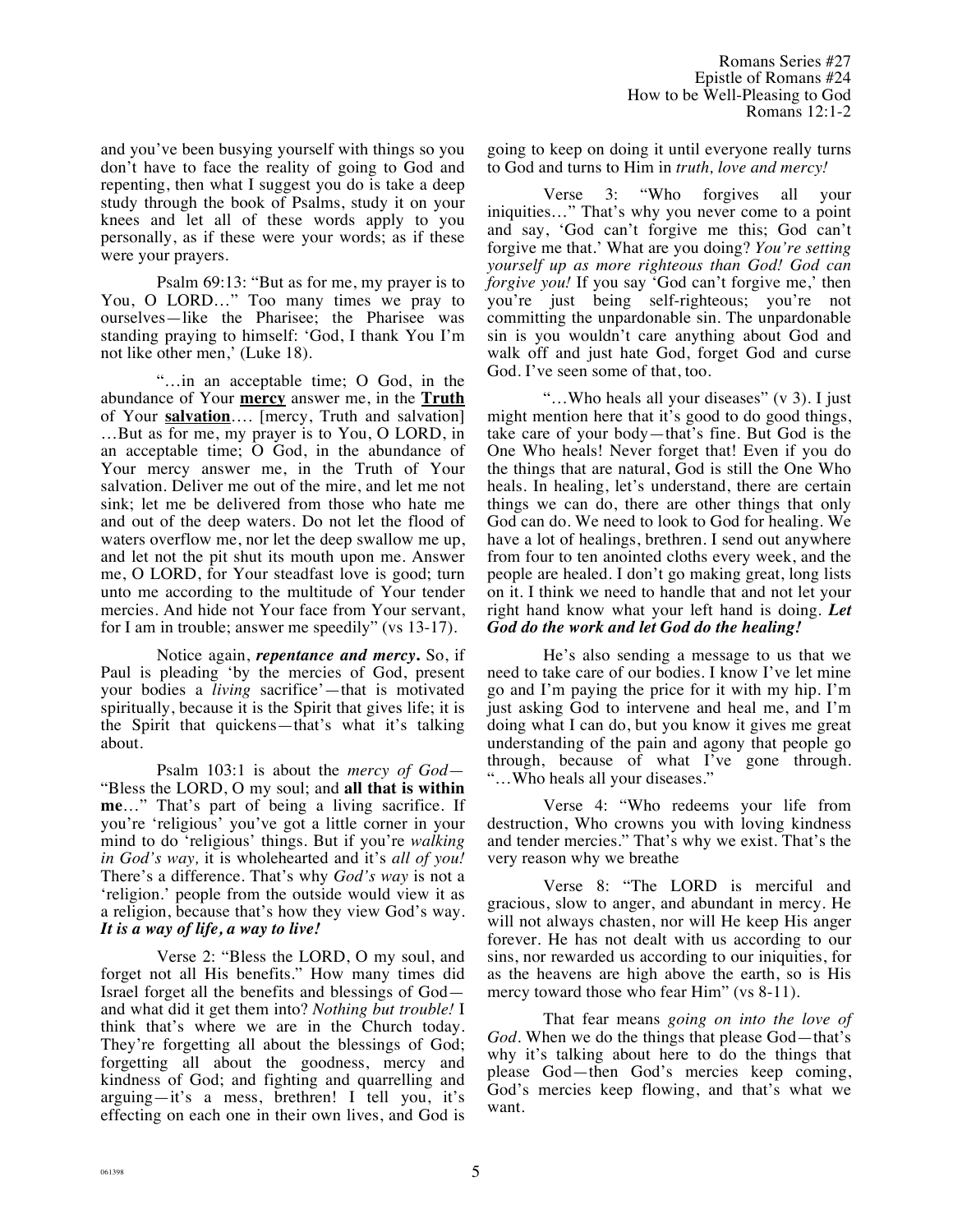and you've been busying yourself with things so you don't have to face the reality of going to God and repenting, then what I suggest you do is take a deep study through the book of Psalms, study it on your knees and let all of these words apply to you personally, as if these were your words; as if these were your prayers.

Psalm 69:13: "But as for me, my prayer is to You, O LORD…" Too many times we pray to ourselves—like the Pharisee; the Pharisee was standing praying to himself: 'God, I thank You I'm not like other men,' (Luke 18).

"…in an acceptable time; O God, in the abundance of Your **mercy** answer me, in the **Truth** of Your **salvation**…. [mercy, Truth and salvation] …But as for me, my prayer is to You, O LORD, in an acceptable time; O God, in the abundance of Your mercy answer me, in the Truth of Your salvation. Deliver me out of the mire, and let me not sink; let me be delivered from those who hate me and out of the deep waters. Do not let the flood of waters overflow me, nor let the deep swallow me up, and let not the pit shut its mouth upon me. Answer me, O LORD, for Your steadfast love is good; turn unto me according to the multitude of Your tender mercies. And hide not Your face from Your servant, for I am in trouble; answer me speedily" (vs 13-17).

Notice again, ***repentance and mercy***. So, if Paul is pleading 'by the mercies of God, present your bodies a *living* sacrifice'—that is motivated spiritually, because it is the Spirit that gives life; it is the Spirit that quickens—that's what it's talking about.

Psalm 103:1 is about the *mercy of God*—"Bless the LORD, O my soul; and **all that is within me**…" That's part of being a living sacrifice. If you're 'religious' you've got a little corner in your mind to do 'religious' things. But if you're *walking in God's way,* it is wholehearted and it's *all of you!* There's a difference. That's why *God's way* is not a 'religion.' people from the outside would view it as a religion, because that's how they view God's way. ***It is a way of life, a way to live!***

Verse 2: "Bless the LORD, O my soul, and forget not all His benefits." How many times did Israel forget all the benefits and blessings of God—and what did it get them into? *Nothing but trouble!* I think that's where we are in the Church today. They're forgetting all about the blessings of God; forgetting all about the goodness, mercy and kindness of God; and fighting and quarrelling and arguing—it's a mess, brethren! I tell you, it's effecting on each one in their own lives, and God is going to keep on doing it until everyone really turns to God and turns to Him in *truth, love and mercy!*

Verse 3: "Who forgives all your iniquities…" That's why you never come to a point and say, 'God can't forgive me this; God can't forgive me that.' What are you doing? *You're setting yourself up as more righteous than God! God can forgive you!* If you say 'God can't forgive me,' then you're just being self-righteous; you're not committing the unpardonable sin. The unpardonable sin is you wouldn't care anything about God and walk off and just hate God, forget God and curse God. I've seen some of that, too.

"…Who heals all your diseases" (v 3). I just might mention here that it's good to do good things, take care of your body—that's fine. But God is the One Who heals! Never forget that! Even if you do the things that are natural, God is still the One Who heals. In healing, let's understand, there are certain things we can do, there are other things that only God can do. We need to look to God for healing. We have a lot of healings, brethren. I send out anywhere from four to ten anointed cloths every week, and the people are healed. I don't go making great, long lists on it. I think we need to handle that and not let your right hand know what your left hand is doing. ***Let God do the work and let God do the healing!***

He's also sending a message to us that we need to take care of our bodies. I know I've let mine go and I'm paying the price for it with my hip. I'm just asking God to intervene and heal me, and I'm doing what I can do, but you know it gives me great understanding of the pain and agony that people go through, because of what I've gone through. "…Who heals all your diseases."

Verse 4: "Who redeems your life from destruction, Who crowns you with loving kindness and tender mercies." That's why we exist. That's the very reason why we breathe

Verse 8: "The LORD is merciful and gracious, slow to anger, and abundant in mercy. He will not always chasten, nor will He keep His anger forever. He has not dealt with us according to our sins, nor rewarded us according to our iniquities, for as the heavens are high above the earth, so is His mercy toward those who fear Him" (vs 8-11).

That fear means *going on into the love of God*. When we do the things that please God—that's why it's talking about here to do the things that please God—then God's mercies keep coming, God's mercies keep flowing, and that's what we want.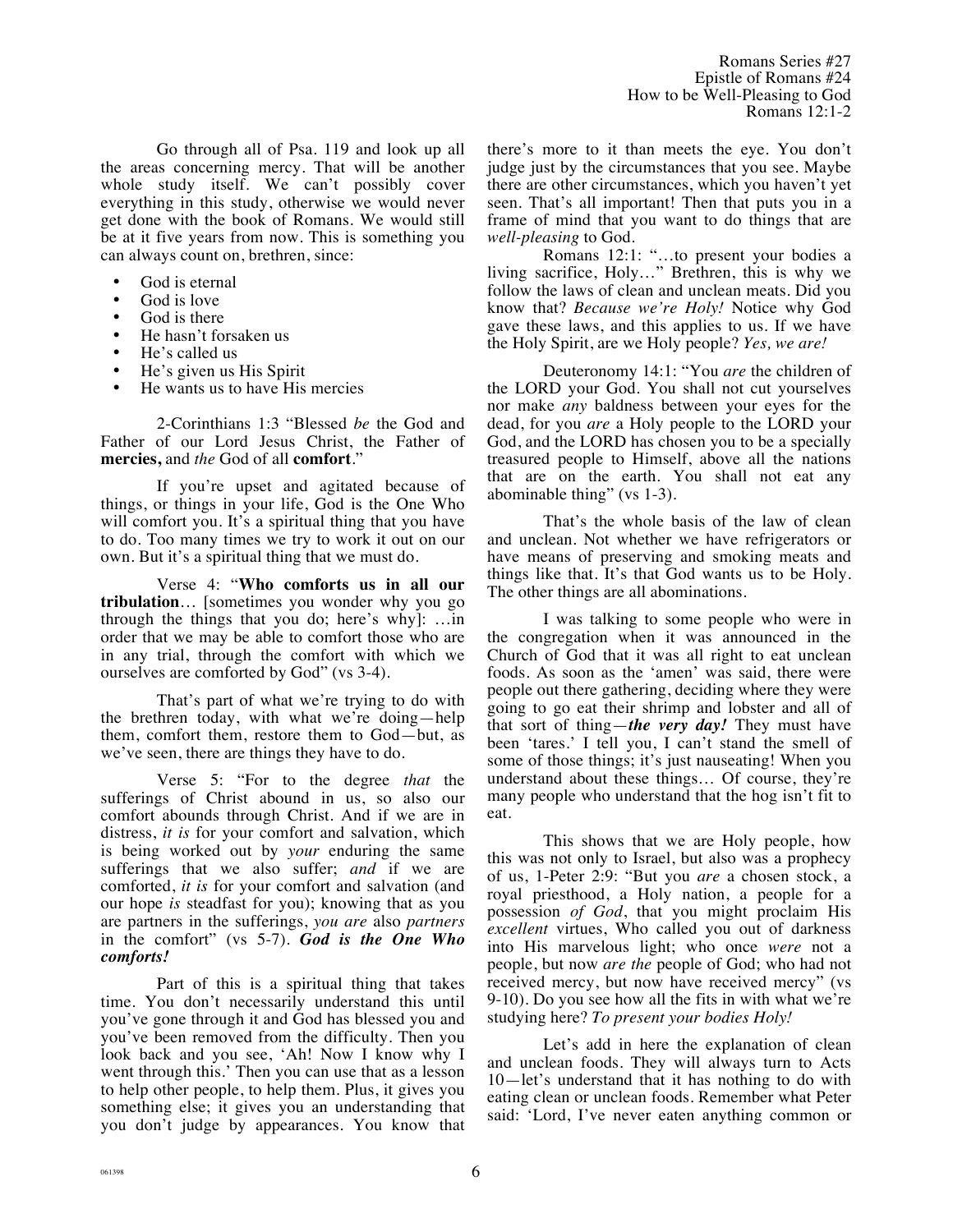Go through all of Psa. 119 and look up all the areas concerning mercy. That will be another whole study itself. We can't possibly cover everything in this study, otherwise we would never get done with the book of Romans. We would still be at it five years from now. This is something you can always count on, brethren, since:

- God is eternal
- God is love
- God is there
- He hasn't forsaken us
- He's called us
- He's given us His Spirit
- He wants us to have His mercies

2-Corinthians 1:3 "Blessed *be* the God and Father of our Lord Jesus Christ, the Father of **mercies,** and *the* God of all **comfort**."

If you're upset and agitated because of things, or things in your life, God is the One Who will comfort you. It's a spiritual thing that you have to do. Too many times we try to work it out on our own. But it's a spiritual thing that we must do.

Verse 4: "**Who comforts us in all our tribulation**… [sometimes you wonder why you go through the things that you do; here's why]: …in order that we may be able to comfort those who are in any trial, through the comfort with which we ourselves are comforted by God" (vs 3-4).

That's part of what we're trying to do with the brethren today, with what we're doing—help them, comfort them, restore them to God—but, as we've seen, there are things they have to do.

Verse 5: "For to the degree *that* the sufferings of Christ abound in us, so also our comfort abounds through Christ. And if we are in distress, *it is* for your comfort and salvation, which is being worked out by *your* enduring the same sufferings that we also suffer; *and* if we are comforted, *it is* for your comfort and salvation (and our hope *is* steadfast for you); knowing that as you are partners in the sufferings, *you are* also *partners* in the comfort" (vs 5-7). ***God is the One Who comforts!***

Part of this is a spiritual thing that takes time. You don't necessarily understand this until you've gone through it and God has blessed you and you've been removed from the difficulty. Then you look back and you see, 'Ah! Now I know why I went through this.' Then you can use that as a lesson to help other people, to help them. Plus, it gives you something else; it gives you an understanding that you don't judge by appearances. You know that there's more to it than meets the eye. You don't judge just by the circumstances that you see. Maybe there are other circumstances, which you haven't yet seen. That's all important! Then that puts you in a frame of mind that you want to do things that are *well-pleasing* to God.

Romans 12:1: "…to present your bodies a living sacrifice, Holy…" Brethren, this is why we follow the laws of clean and unclean meats. Did you know that? *Because we're Holy!* Notice why God gave these laws, and this applies to us. If we have the Holy Spirit, are we Holy people? *Yes, we are!*

Deuteronomy 14:1: "You *are* the children of the LORD your God. You shall not cut yourselves nor make *any* baldness between your eyes for the dead, for you *are* a Holy people to the LORD your God, and the LORD has chosen you to be a specially treasured people to Himself, above all the nations that are on the earth. You shall not eat any abominable thing" (vs 1-3).

That's the whole basis of the law of clean and unclean. Not whether we have refrigerators or have means of preserving and smoking meats and things like that. It's that God wants us to be Holy. The other things are all abominations.

I was talking to some people who were in the congregation when it was announced in the Church of God that it was all right to eat unclean foods. As soon as the 'amen' was said, there were people out there gathering, deciding where they were going to go eat their shrimp and lobster and all of that sort of thing—***the very day!*** They must have been 'tares.' I tell you, I can't stand the smell of some of those things; it's just nauseating! When you understand about these things… Of course, they're many people who understand that the hog isn't fit to eat.

This shows that we are Holy people, how this was not only to Israel, but also was a prophecy of us, 1-Peter 2:9: "But you *are* a chosen stock, a royal priesthood, a Holy nation, a people for a possession *of God*, that you might proclaim His *excellent* virtues, Who called you out of darkness into His marvelous light; who once *were* not a people, but now *are the* people of God; who had not received mercy, but now have received mercy" (vs 9-10). Do you see how all the fits in with what we're studying here? *To present your bodies Holy!*

Let's add in here the explanation of clean and unclean foods. They will always turn to Acts 10—let's understand that it has nothing to do with eating clean or unclean foods. Remember what Peter said: 'Lord, I've never eaten anything common or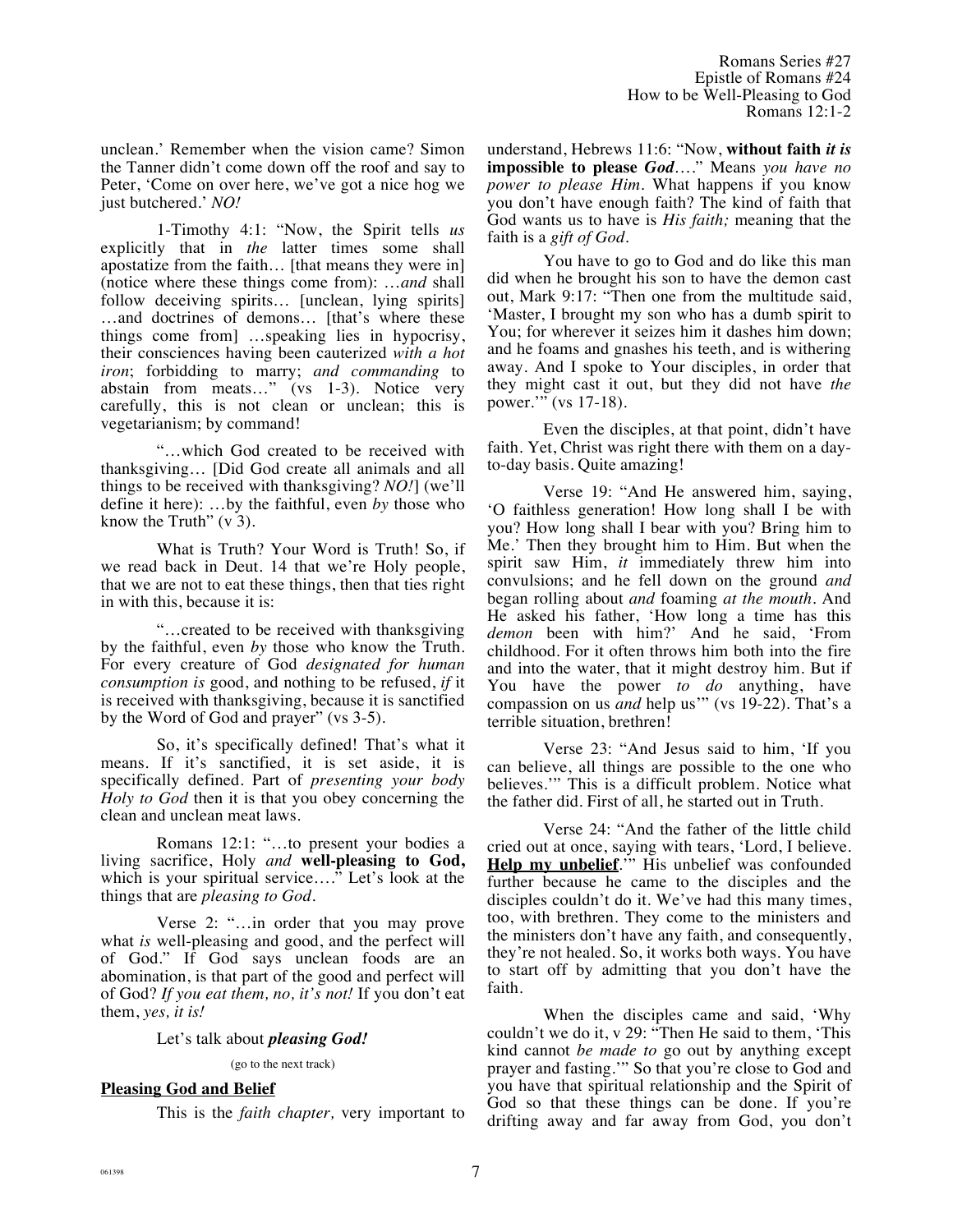unclean.' Remember when the vision came? Simon the Tanner didn't come down off the roof and say to Peter, 'Come on over here, we've got a nice hog we just butchered.' *NO!*

1-Timothy 4:1: "Now, the Spirit tells *us* explicitly that in *the* latter times some shall apostatize from the faith… [that means they were in] (notice where these things come from): …*and* shall follow deceiving spirits… [unclean, lying spirits] …and doctrines of demons… [that's where these things come from] …speaking lies in hypocrisy, their consciences having been cauterized *with a hot iron*; forbidding to marry; *and commanding* to abstain from meats…" (vs 1-3). Notice very carefully, this is not clean or unclean; this is vegetarianism; by command!

"…which God created to be received with thanksgiving… [Did God create all animals and all things to be received with thanksgiving? *NO!*] (we'll define it here): …by the faithful, even *by* those who know the Truth" (v 3).

What is Truth? Your Word is Truth! So, if we read back in Deut. 14 that we're Holy people, that we are not to eat these things, then that ties right in with this, because it is:

"…created to be received with thanksgiving by the faithful, even *by* those who know the Truth. For every creature of God *designated for human consumption is* good, and nothing to be refused, *if* it is received with thanksgiving, because it is sanctified by the Word of God and prayer" (vs 3-5).

So, it's specifically defined! That's what it means. If it's sanctified, it is set aside, it is specifically defined. Part of *presenting your body Holy to God* then it is that you obey concerning the clean and unclean meat laws.

Romans 12:1: "…to present your bodies a living sacrifice, Holy *and* **well-pleasing to God,** which is your spiritual service…." Let's look at the things that are *pleasing to God.*

Verse 2: "…in order that you may prove what *is* well-pleasing and good, and the perfect will of God." If God says unclean foods are an abomination, is that part of the good and perfect will of God? *If you eat them, no, it's not!* If you don't eat them, *yes, it is!*

Let's talk about ***pleasing God!***

(go to the next track)

## Pleasing God and Belief

This is the *faith chapter,* very important to understand, Hebrews 11:6: "Now, **without faith** ***it is*** **impossible to please** ***God***…." Means *you have no power to please Him.* What happens if you know you don't have enough faith? The kind of faith that God wants us to have is *His faith;* meaning that the faith is a *gift of God.*

You have to go to God and do like this man did when he brought his son to have the demon cast out, Mark 9:17: "Then one from the multitude said, 'Master, I brought my son who has a dumb spirit to You; for wherever it seizes him it dashes him down; and he foams and gnashes his teeth, and is withering away. And I spoke to Your disciples, in order that they might cast it out, but they did not have *the* power.'" (vs 17-18).

Even the disciples, at that point, didn't have faith. Yet, Christ was right there with them on a day-to-day basis. Quite amazing!

Verse 19: "And He answered him, saying, 'O faithless generation! How long shall I be with you? How long shall I bear with you? Bring him to Me.' Then they brought him to Him. But when the spirit saw Him, *it* immediately threw him into convulsions; and he fell down on the ground *and* began rolling about *and* foaming *at the mouth*. And He asked his father, 'How long a time has this *demon* been with him?' And he said, 'From childhood. For it often throws him both into the fire and into the water, that it might destroy him. But if You have the power *to do* anything, have compassion on us *and* help us'" (vs 19-22). That's a terrible situation, brethren!

Verse 23: "And Jesus said to him, 'If you can believe, all things are possible to the one who believes.'" This is a difficult problem. Notice what the father did. First of all, he started out in Truth.

Verse 24: "And the father of the little child cried out at once, saying with tears, 'Lord, I believe. **Help my unbelief**.'" His unbelief was confounded further because he came to the disciples and the disciples couldn't do it. We've had this many times, too, with brethren. They come to the ministers and the ministers don't have any faith, and consequently, they're not healed. So, it works both ways. You have to start off by admitting that you don't have the faith.

When the disciples came and said, 'Why couldn't we do it, v 29: "Then He said to them, 'This kind cannot *be made to* go out by anything except prayer and fasting.'" So that you're close to God and you have that spiritual relationship and the Spirit of God so that these things can be done. If you're drifting away and far away from God, you don't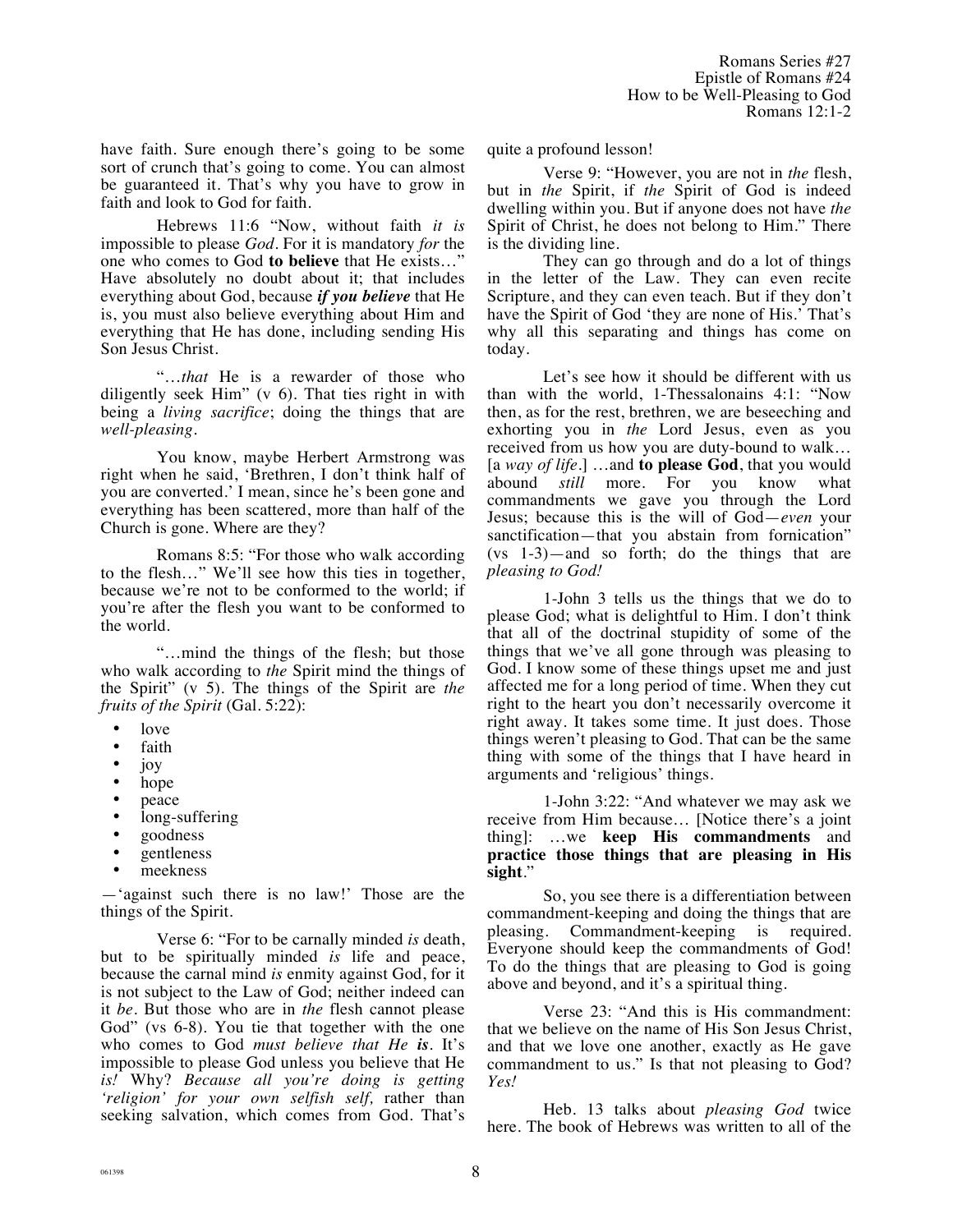have faith. Sure enough there's going to be some sort of crunch that's going to come. You can almost be guaranteed it. That's why you have to grow in faith and look to God for faith.

Hebrews 11:6 "Now, without faith *it is* impossible to please *God*. For it is mandatory *for* the one who comes to God **to believe** that He exists…" Have absolutely no doubt about it; that includes everything about God, because ***if you believe*** that He is, you must also believe everything about Him and everything that He has done, including sending His Son Jesus Christ.

"…*that* He is a rewarder of those who diligently seek Him" (v 6). That ties right in with being a *living sacrifice*; doing the things that are *well-pleasing*.

You know, maybe Herbert Armstrong was right when he said, 'Brethren, I don't think half of you are converted.' I mean, since he's been gone and everything has been scattered, more than half of the Church is gone. Where are they?

Romans 8:5: "For those who walk according to the flesh…" We'll see how this ties in together, because we're not to be conformed to the world; if you're after the flesh you want to be conformed to the world.

"…mind the things of the flesh; but those who walk according to *the* Spirit mind the things of the Spirit" (v 5). The things of the Spirit are *the fruits of the Spirit* (Gal. 5:22):

- love
- faith
- joy
- hope
- peace
- long-suffering
- goodness
- gentleness
- meekness

—'against such there is no law!' Those are the things of the Spirit.

Verse 6: "For to be carnally minded *is* death, but to be spiritually minded *is* life and peace, because the carnal mind *is* enmity against God, for it is not subject to the Law of God; neither indeed can it *be*. But those who are in *the* flesh cannot please God" (vs 6-8). You tie that together with the one who comes to God *must believe that He* *is*. It's impossible to please God unless you believe that He *is!* Why? *Because all you're doing is getting 'religion' for your own selfish self,* rather than seeking salvation, which comes from God. That's quite a profound lesson!

Verse 9: "However, you are not in *the* flesh, but in *the* Spirit, if *the* Spirit of God is indeed dwelling within you. But if anyone does not have *the* Spirit of Christ, he does not belong to Him." There is the dividing line.

They can go through and do a lot of things in the letter of the Law. They can even recite Scripture, and they can even teach. But if they don't have the Spirit of God 'they are none of His.' That's why all this separating and things has come on today.

Let's see how it should be different with us than with the world, 1-Thessalonains 4:1: "Now then, as for the rest, brethren, we are beseeching and exhorting you in *the* Lord Jesus, even as you received from us how you are duty-bound to walk… [a *way of life*.] …and **to please God**, that you would abound *still* more. For you know what commandments we gave you through the Lord Jesus; because this is the will of God—*even* your sanctification—that you abstain from fornication" (vs 1-3)—and so forth; do the things that are *pleasing to God!*

1-John 3 tells us the things that we do to please God; what is delightful to Him. I don't think that all of the doctrinal stupidity of some of the things that we've all gone through was pleasing to God. I know some of these things upset me and just affected me for a long period of time. When they cut right to the heart you don't necessarily overcome it right away. It takes some time. It just does. Those things weren't pleasing to God. That can be the same thing with some of the things that I have heard in arguments and 'religious' things.

1-John 3:22: "And whatever we may ask we receive from Him because… [Notice there's a joint thing]: …we **keep His commandments** and **practice those things that are pleasing in His sight**."

So, you see there is a differentiation between commandment-keeping and doing the things that are pleasing. Commandment-keeping is required. Everyone should keep the commandments of God! To do the things that are pleasing to God is going above and beyond, and it's a spiritual thing.

Verse 23: "And this is His commandment: that we believe on the name of His Son Jesus Christ, and that we love one another, exactly as He gave commandment to us." Is that not pleasing to God? *Yes!*

Heb. 13 talks about *pleasing God* twice here. The book of Hebrews was written to all of the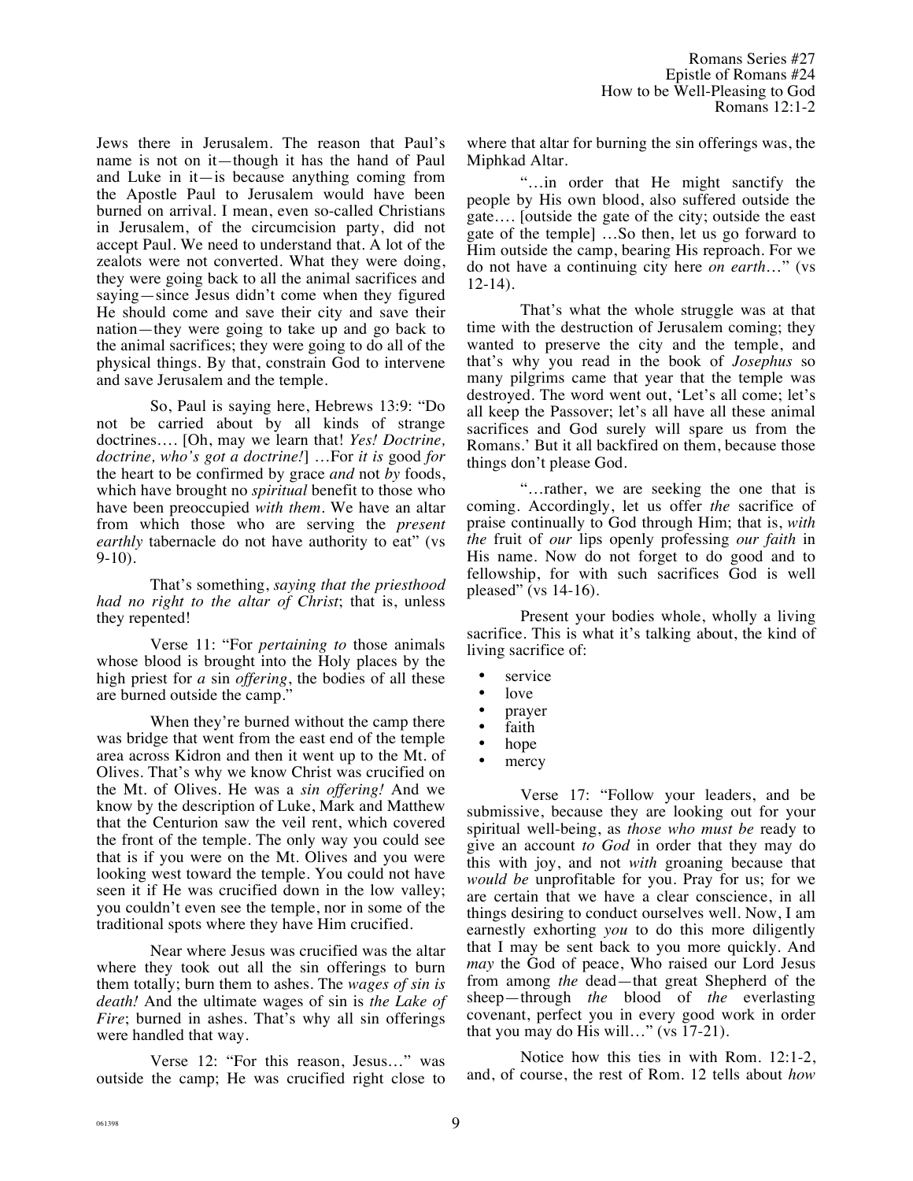Jews there in Jerusalem. The reason that Paul's name is not on it—though it has the hand of Paul and Luke in it—is because anything coming from the Apostle Paul to Jerusalem would have been burned on arrival. I mean, even so-called Christians in Jerusalem, of the circumcision party, did not accept Paul. We need to understand that. A lot of the zealots were not converted. What they were doing, they were going back to all the animal sacrifices and saying—since Jesus didn't come when they figured He should come and save their city and save their nation—they were going to take up and go back to the animal sacrifices; they were going to do all of the physical things. By that, constrain God to intervene and save Jerusalem and the temple.

So, Paul is saying here, Hebrews 13:9: "Do not be carried about by all kinds of strange doctrines…. [Oh, may we learn that! *Yes! Doctrine, doctrine, who's got a doctrine!*] …For *it is* good *for* the heart to be confirmed by grace *and* not *by* foods, which have brought no *spiritual* benefit to those who have been preoccupied *with them*. We have an altar from which those who are serving the *present earthly* tabernacle do not have authority to eat" (vs 9-10).

That's something, *saying that the priesthood had no right to the altar of Christ*; that is, unless they repented!

Verse 11: "For *pertaining to* those animals whose blood is brought into the Holy places by the high priest for *a* sin *offering*, the bodies of all these are burned outside the camp."

When they're burned without the camp there was bridge that went from the east end of the temple area across Kidron and then it went up to the Mt. of Olives. That's why we know Christ was crucified on the Mt. of Olives. He was a *sin offering!* And we know by the description of Luke, Mark and Matthew that the Centurion saw the veil rent, which covered the front of the temple. The only way you could see that is if you were on the Mt. Olives and you were looking west toward the temple. You could not have seen it if He was crucified down in the low valley; you couldn't even see the temple, nor in some of the traditional spots where they have Him crucified.

Near where Jesus was crucified was the altar where they took out all the sin offerings to burn them totally; burn them to ashes. The *wages of sin is death!* And the ultimate wages of sin is *the Lake of Fire*; burned in ashes. That's why all sin offerings were handled that way.

Verse 12: "For this reason, Jesus…" was outside the camp; He was crucified right close to where that altar for burning the sin offerings was, the Miphkad Altar.

"…in order that He might sanctify the people by His own blood, also suffered outside the gate…. [outside the gate of the city; outside the east gate of the temple] …So then, let us go forward to Him outside the camp, bearing His reproach. For we do not have a continuing city here *on earth*…" (vs 12-14).

That's what the whole struggle was at that time with the destruction of Jerusalem coming; they wanted to preserve the city and the temple, and that's why you read in the book of *Josephus* so many pilgrims came that year that the temple was destroyed. The word went out, 'Let's all come; let's all keep the Passover; let's all have all these animal sacrifices and God surely will spare us from the Romans.' But it all backfired on them, because those things don't please God.

"…rather, we are seeking the one that is coming. Accordingly, let us offer *the* sacrifice of praise continually to God through Him; that is, *with the* fruit of *our* lips openly professing *our faith* in His name. Now do not forget to do good and to fellowship, for with such sacrifices God is well pleased" (vs 14-16).

Present your bodies whole, wholly a living sacrifice. This is what it's talking about, the kind of living sacrifice of:

- service
- love
- prayer
- faith
- hope
- mercy

Verse 17: "Follow your leaders, and be submissive, because they are looking out for your spiritual well-being, as *those who must be* ready to give an account *to God* in order that they may do this with joy, and not *with* groaning because that *would be* unprofitable for you. Pray for us; for we are certain that we have a clear conscience, in all things desiring to conduct ourselves well. Now, I am earnestly exhorting *you* to do this more diligently that I may be sent back to you more quickly. And *may* the God of peace, Who raised our Lord Jesus from among *the* dead—that great Shepherd of the sheep—through *the* blood of *the* everlasting covenant, perfect you in every good work in order that you may do His will…" (vs 17-21).

Notice how this ties in with Rom. 12:1-2, and, of course, the rest of Rom. 12 tells about *how*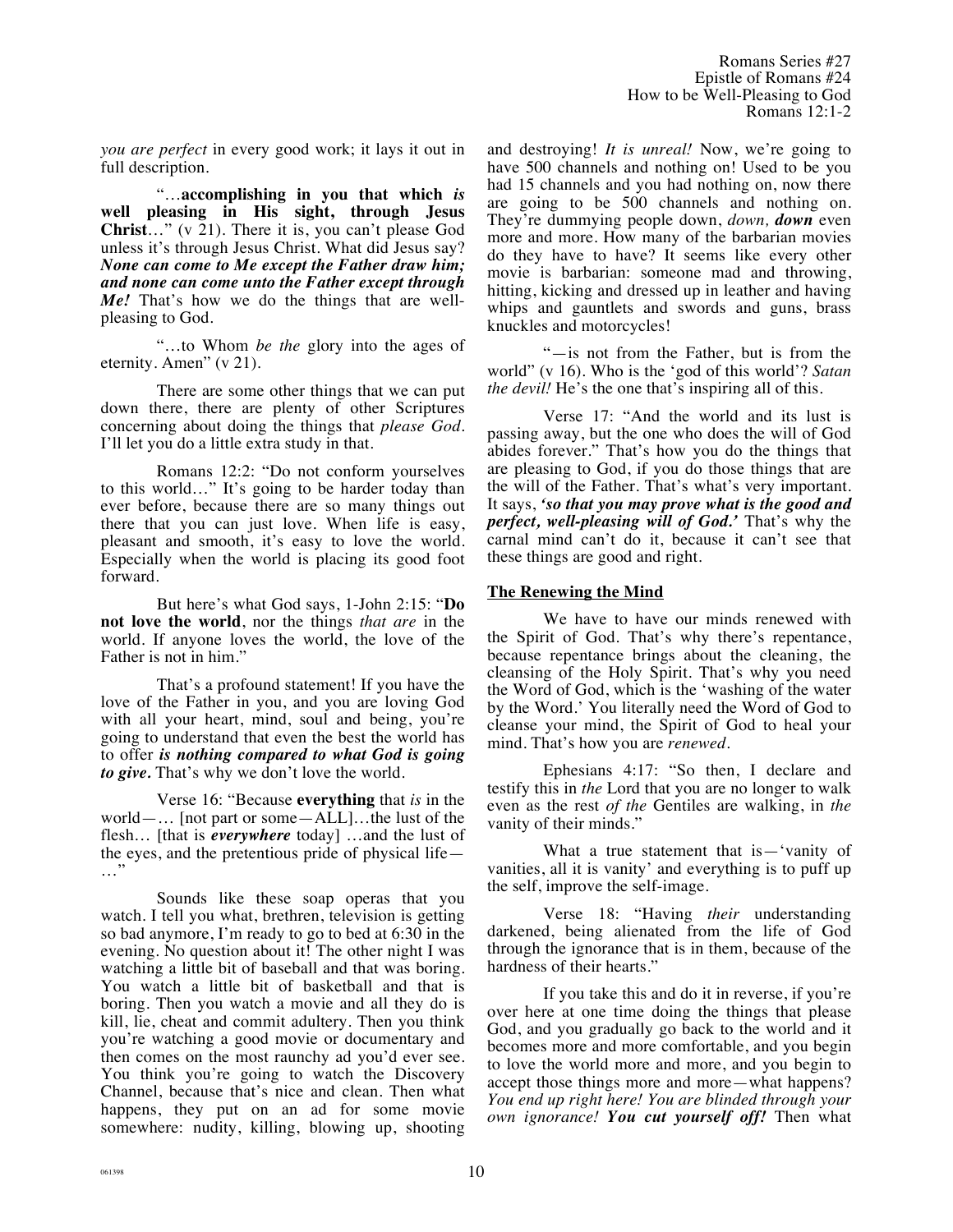*you are perfect* in every good work; it lays it out in full description.

"…**accomplishing in you that which** ***is*** **well pleasing in His sight, through Jesus Christ**…" (v 21). There it is, you can't please God unless it's through Jesus Christ. What did Jesus say? ***None can come to Me except the Father draw him; and none can come unto the Father except through Me!*** That's how we do the things that are well-pleasing to God.

"…to Whom *be the* glory into the ages of eternity. Amen" (v 21).

There are some other things that we can put down there, there are plenty of other Scriptures concerning about doing the things that *please God*. I'll let you do a little extra study in that.

Romans 12:2: "Do not conform yourselves to this world…" It's going to be harder today than ever before, because there are so many things out there that you can just love. When life is easy, pleasant and smooth, it's easy to love the world. Especially when the world is placing its good foot forward.

But here's what God says, 1-John 2:15: "**Do not love the world**, nor the things *that are* in the world. If anyone loves the world, the love of the Father is not in him."

That's a profound statement! If you have the love of the Father in you, and you are loving God with all your heart, mind, soul and being, you're going to understand that even the best the world has to offer ***is nothing compared to what God is going to give.*** That's why we don't love the world.

Verse 16: "Because **everything** that *is* in the world—… [not part or some—ALL]…the lust of the flesh… [that is ***everywhere*** today] …and the lust of the eyes, and the pretentious pride of physical life—…"

Sounds like these soap operas that you watch. I tell you what, brethren, television is getting so bad anymore, I'm ready to go to bed at 6:30 in the evening. No question about it! The other night I was watching a little bit of baseball and that was boring. You watch a little bit of basketball and that is boring. Then you watch a movie and all they do is kill, lie, cheat and commit adultery. Then you think you're watching a good movie or documentary and then comes on the most raunchy ad you'd ever see. You think you're going to watch the Discovery Channel, because that's nice and clean. Then what happens, they put on an ad for some movie somewhere: nudity, killing, blowing up, shooting and destroying! *It is unreal!* Now, we're going to have 500 channels and nothing on! Used to be you had 15 channels and you had nothing on, now there are going to be 500 channels and nothing on. They're dummying people down, *down,* ***down*** even more and more. How many of the barbarian movies do they have to have? It seems like every other movie is barbarian: someone mad and throwing, hitting, kicking and dressed up in leather and having whips and gauntlets and swords and guns, brass knuckles and motorcycles!

"—is not from the Father, but is from the world" (v 16). Who is the 'god of this world'? *Satan the devil!* He's the one that's inspiring all of this.

Verse 17: "And the world and its lust is passing away, but the one who does the will of God abides forever." That's how you do the things that are pleasing to God, if you do those things that are the will of the Father. That's what's very important. It says, ***'so that you may prove what is the good and perfect, well-pleasing will of God.'*** That's why the carnal mind can't do it, because it can't see that these things are good and right.

**The Renewing the Mind**

We have to have our minds renewed with the Spirit of God. That's why there's repentance, because repentance brings about the cleaning, the cleansing of the Holy Spirit. That's why you need the Word of God, which is the 'washing of the water by the Word.' You literally need the Word of God to cleanse your mind, the Spirit of God to heal your mind. That's how you are *renewed*.

Ephesians 4:17: "So then, I declare and testify this in *the* Lord that you are no longer to walk even as the rest *of the* Gentiles are walking, in *the* vanity of their minds."

What a true statement that is—'vanity of vanities, all it is vanity' and everything is to puff up the self, improve the self-image.

Verse 18: "Having *their* understanding darkened, being alienated from the life of God through the ignorance that is in them, because of the hardness of their hearts."

If you take this and do it in reverse, if you're over here at one time doing the things that please God, and you gradually go back to the world and it becomes more and more comfortable, and you begin to love the world more and more, and you begin to accept those things more and more—what happens? *You end up right here! You are blinded through your own ignorance!* ***You cut yourself off!*** Then what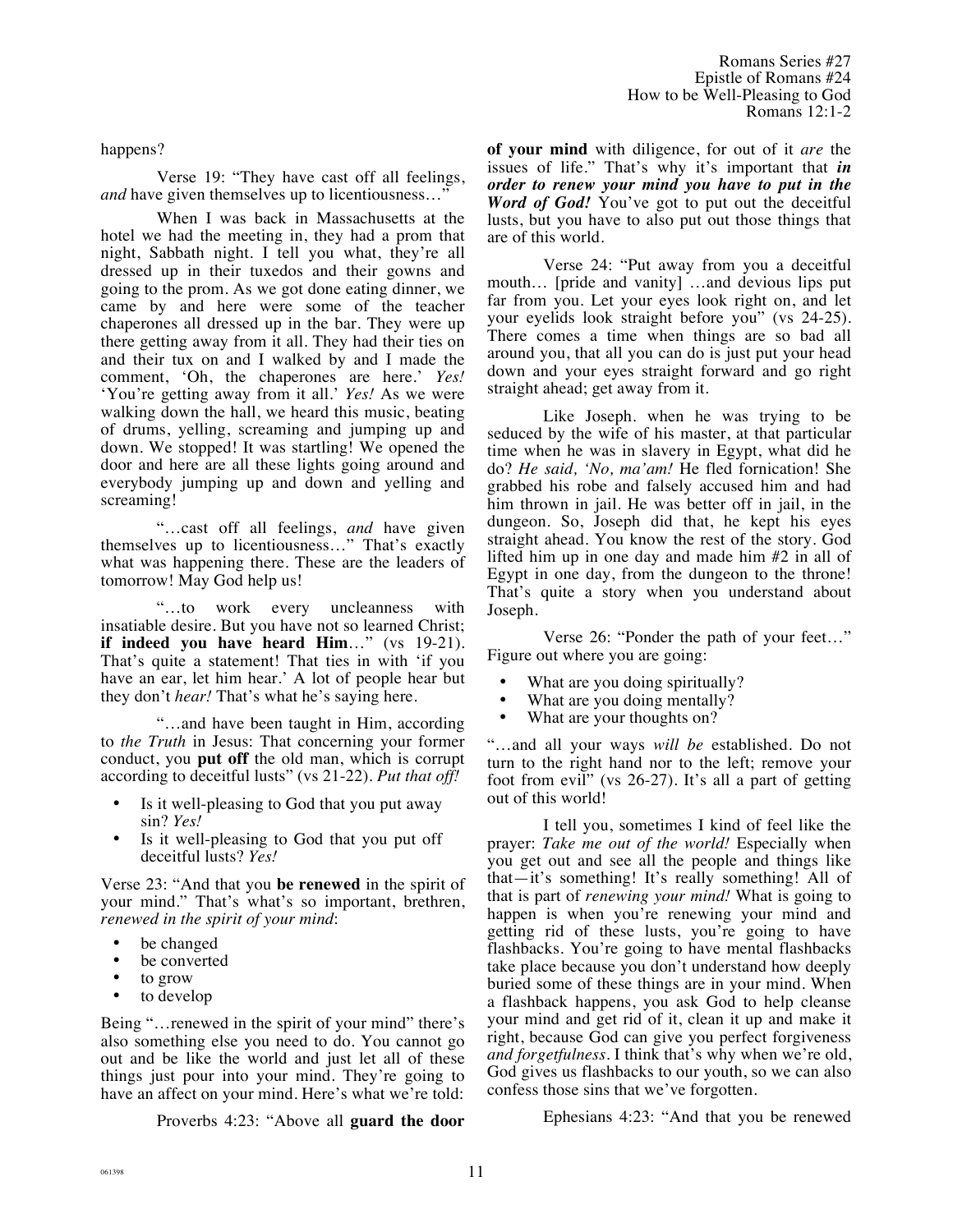happens?

Verse 19: "They have cast off all feelings, *and* have given themselves up to licentiousness…"

When I was back in Massachusetts at the hotel we had the meeting in, they had a prom that night, Sabbath night. I tell you what, they're all dressed up in their tuxedos and their gowns and going to the prom. As we got done eating dinner, we came by and here were some of the teacher chaperones all dressed up in the bar. They were up there getting away from it all. They had their ties on and their tux on and I walked by and I made the comment, 'Oh, the chaperones are here.' *Yes!* 'You're getting away from it all.' *Yes!* As we were walking down the hall, we heard this music, beating of drums, yelling, screaming and jumping up and down. We stopped! It was startling! We opened the door and here are all these lights going around and everybody jumping up and down and yelling and screaming!

"…cast off all feelings, *and* have given themselves up to licentiousness…" That's exactly what was happening there. These are the leaders of tomorrow! May God help us!

"…to work every uncleanness with insatiable desire. But you have not so learned Christ; **if indeed you have heard Him**…" (vs 19-21). That's quite a statement! That ties in with 'if you have an ear, let him hear.' A lot of people hear but they don't *hear!* That's what he's saying here.

"…and have been taught in Him, according to *the Truth* in Jesus: That concerning your former conduct, you **put off** the old man, which is corrupt according to deceitful lusts" (vs 21-22). *Put that off!*

- Is it well-pleasing to God that you put away sin? *Yes!*
- Is it well-pleasing to God that you put off deceitful lusts? *Yes!*

Verse 23: "And that you **be renewed** in the spirit of your mind." That's what's so important, brethren, *renewed in the spirit of your mind*:

- be changed
- be converted
- to grow
- to develop

Being "…renewed in the spirit of your mind" there's also something else you need to do. You cannot go out and be like the world and just let all of these things just pour into your mind. They're going to have an affect on your mind. Here's what we're told:

Proverbs 4:23: "Above all **guard the door of your mind** with diligence, for out of it *are* the issues of life." That's why it's important that ***in order to renew your mind you have to put in the Word of God!*** You've got to put out the deceitful lusts, but you have to also put out those things that are of this world.

Verse 24: "Put away from you a deceitful mouth… [pride and vanity] …and devious lips put far from you. Let your eyes look right on, and let your eyelids look straight before you" (vs 24-25). There comes a time when things are so bad all around you, that all you can do is just put your head down and your eyes straight forward and go right straight ahead; get away from it.

Like Joseph. when he was trying to be seduced by the wife of his master, at that particular time when he was in slavery in Egypt, what did he do? *He said, 'No, ma'am!* He fled fornication! She grabbed his robe and falsely accused him and had him thrown in jail. He was better off in jail, in the dungeon. So, Joseph did that, he kept his eyes straight ahead. You know the rest of the story. God lifted him up in one day and made him #2 in all of Egypt in one day, from the dungeon to the throne! That's quite a story when you understand about Joseph.

Verse 26: "Ponder the path of your feet…" Figure out where you are going:

- What are you doing spiritually?
- What are you doing mentally?
- What are your thoughts on?

"…and all your ways *will be* established. Do not turn to the right hand nor to the left; remove your foot from evil" (vs 26-27). It's all a part of getting out of this world!

I tell you, sometimes I kind of feel like the prayer: *Take me out of the world!* Especially when you get out and see all the people and things like that—it's something! It's really something! All of that is part of *renewing your mind!* What is going to happen is when you're renewing your mind and getting rid of these lusts, you're going to have flashbacks. You're going to have mental flashbacks take place because you don't understand how deeply buried some of these things are in your mind. When a flashback happens, you ask God to help cleanse your mind and get rid of it, clean it up and make it right, because God can give you perfect forgiveness *and forgetfulness*. I think that's why when we're old, God gives us flashbacks to our youth, so we can also confess those sins that we've forgotten.

Ephesians 4:23: "And that you be renewed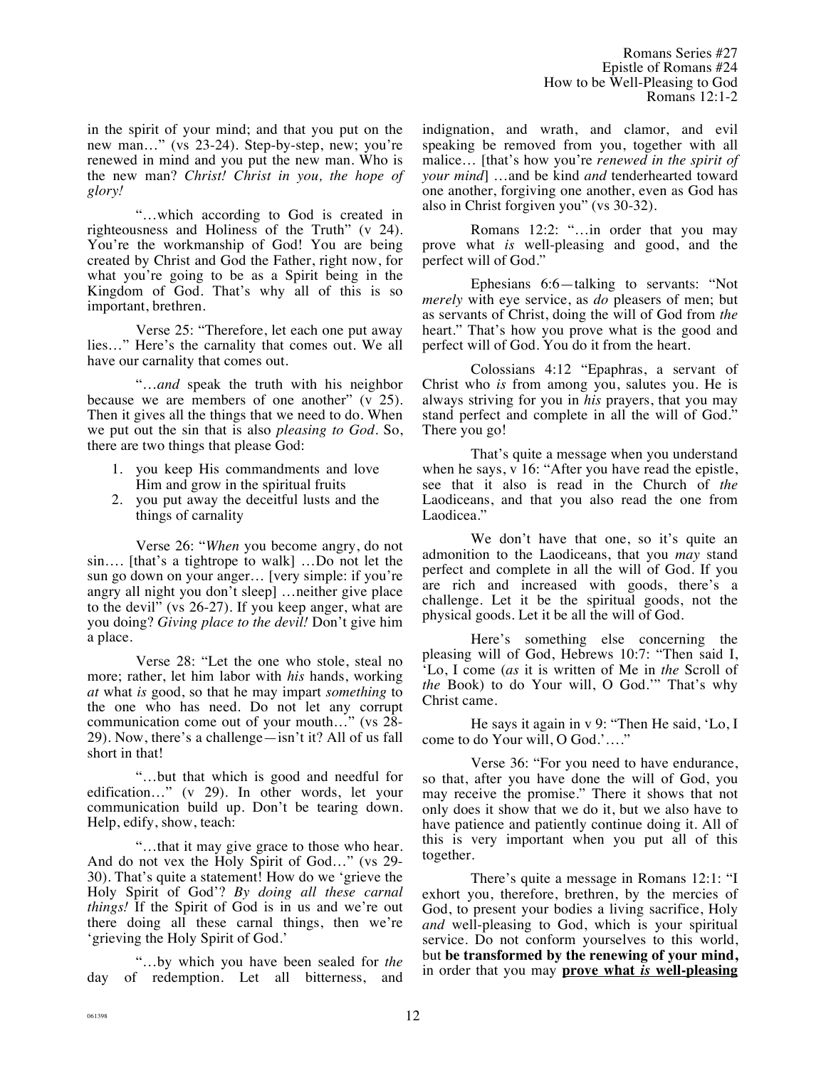in the spirit of your mind; and that you put on the new man…" (vs 23-24). Step-by-step, new; you're renewed in mind and you put the new man. Who is the new man? *Christ! Christ in you, the hope of glory!*

"…which according to God is created in righteousness and Holiness of the Truth" (v 24). You're the workmanship of God! You are being created by Christ and God the Father, right now, for what you're going to be as a Spirit being in the Kingdom of God. That's why all of this is so important, brethren.

Verse 25: "Therefore, let each one put away lies…" Here's the carnality that comes out. We all have our carnality that comes out.

"…*and* speak the truth with his neighbor because we are members of one another" (v 25). Then it gives all the things that we need to do. When we put out the sin that is also *pleasing to God*. So, there are two things that please God:

1. you keep His commandments and love Him and grow in the spiritual fruits
2. you put away the deceitful lusts and the things of carnality

Verse 26: "*When* you become angry, do not sin…. [that's a tightrope to walk] …Do not let the sun go down on your anger… [very simple: if you're angry all night you don't sleep] …neither give place to the devil" (vs 26-27). If you keep anger, what are you doing? *Giving place to the devil!* Don't give him a place.

Verse 28: "Let the one who stole, steal no more; rather, let him labor with *his* hands, working *at* what *is* good, so that he may impart *something* to the one who has need. Do not let any corrupt communication come out of your mouth…" (vs 28-29). Now, there's a challenge—isn't it? All of us fall short in that!

"…but that which is good and needful for edification…" (v 29). In other words, let your communication build up. Don't be tearing down. Help, edify, show, teach:

"…that it may give grace to those who hear. And do not vex the Holy Spirit of God…" (vs 29-30). That's quite a statement! How do we 'grieve the Holy Spirit of God'? *By doing all these carnal things!* If the Spirit of God is in us and we're out there doing all these carnal things, then we're 'grieving the Holy Spirit of God.'

"…by which you have been sealed for *the* day of redemption. Let all bitterness, and indignation, and wrath, and clamor, and evil speaking be removed from you, together with all malice… [that's how you're *renewed in the spirit of your mind*] …and be kind *and* tenderhearted toward one another, forgiving one another, even as God has also in Christ forgiven you" (vs 30-32).

Romans 12:2: "…in order that you may prove what *is* well-pleasing and good, and the perfect will of God."

Ephesians 6:6—talking to servants: "Not *merely* with eye service, as *do* pleasers of men; but as servants of Christ, doing the will of God from *the* heart." That's how you prove what is the good and perfect will of God. You do it from the heart.

Colossians 4:12 "Epaphras, a servant of Christ who *is* from among you, salutes you. He is always striving for you in *his* prayers, that you may stand perfect and complete in all the will of God." There you go!

That's quite a message when you understand when he says, v 16: "After you have read the epistle, see that it also is read in the Church of *the* Laodiceans, and that you also read the one from Laodicea."

We don't have that one, so it's quite an admonition to the Laodiceans, that you *may* stand perfect and complete in all the will of God. If you are rich and increased with goods, there's a challenge. Let it be the spiritual goods, not the physical goods. Let it be all the will of God.

Here's something else concerning the pleasing will of God, Hebrews 10:7: "Then said I, 'Lo, I come (*as* it is written of Me in *the* Scroll of *the* Book) to do Your will, O God.'" That's why Christ came.

He says it again in v 9: "Then He said, 'Lo, I come to do Your will, O God.'…."

Verse 36: "For you need to have endurance, so that, after you have done the will of God, you may receive the promise." There it shows that not only does it show that we do it, but we also have to have patience and patiently continue doing it. All of this is very important when you put all of this together.

There's quite a message in Romans 12:1: "I exhort you, therefore, brethren, by the mercies of God, to present your bodies a living sacrifice, Holy *and* well-pleasing to God, which is your spiritual service. Do not conform yourselves to this world, but **be transformed by the renewing of your mind,** in order that you may **<u>prove what *is* well-pleasing</u>**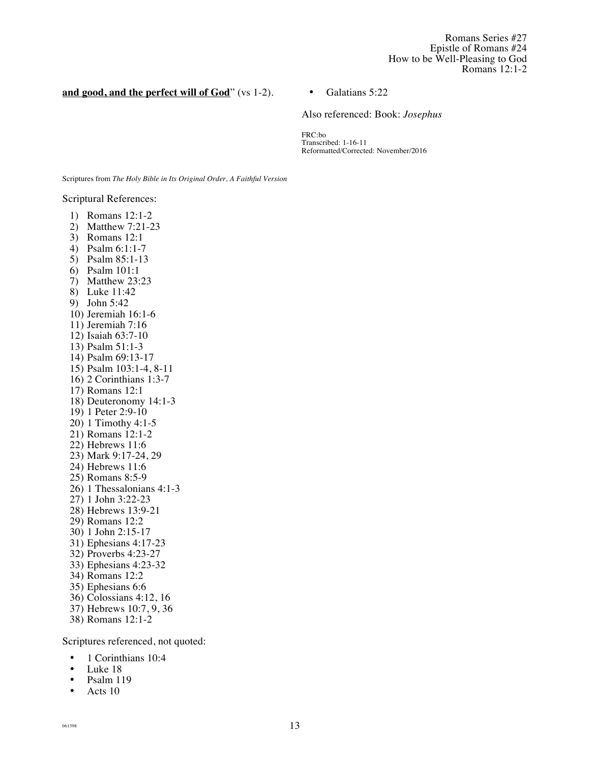**and good, and the perfect will of God**" (vs 1-2).

Scriptures from *The Holy Bible in Its Original Order, A Faithful Version*

Scriptural References:

1) Romans 12:1-2
2) Matthew 7:21-23
3) Romans 12:1
4) Psalm 6:1:1-7
5) Psalm 85:1-13
6) Psalm 101:1
7) Matthew 23:23
8) Luke 11:42
9) John 5:42
10) Jeremiah 16:1-6
11) Jeremiah 7:16
12) Isaiah 63:7-10
13) Psalm 51:1-3
14) Psalm 69:13-17
15) Psalm 103:1-4, 8-11
16) 2 Corinthians 1:3-7
17) Romans 12:1
18) Deuteronomy 14:1-3
19) 1 Peter 2:9-10
20) 1 Timothy 4:1-5
21) Romans 12:1-2
22) Hebrews 11:6
23) Mark 9:17-24, 29
24) Hebrews 11:6
25) Romans 8:5-9
26) 1 Thessalonians 4:1-3
27) 1 John 3:22-23
28) Hebrews 13:9-21
29) Romans 12:2
30) 1 John 2:15-17
31) Ephesians 4:17-23
32) Proverbs 4:23-27
33) Ephesians 4:23-32
34) Romans 12:2
35) Ephesians 6:6
36) Colossians 4:12, 16
37) Hebrews 10:7, 9, 36
38) Romans 12:1-2

Scriptures referenced, not quoted:

- 1 Corinthians 10:4
- Luke 18
- Psalm 119
- Acts 10
- Galatians 5:22

Also referenced: Book: *Josephus*

FRC:bo
Transcribed: 1-16-11
Reformatted/Corrected: November/2016